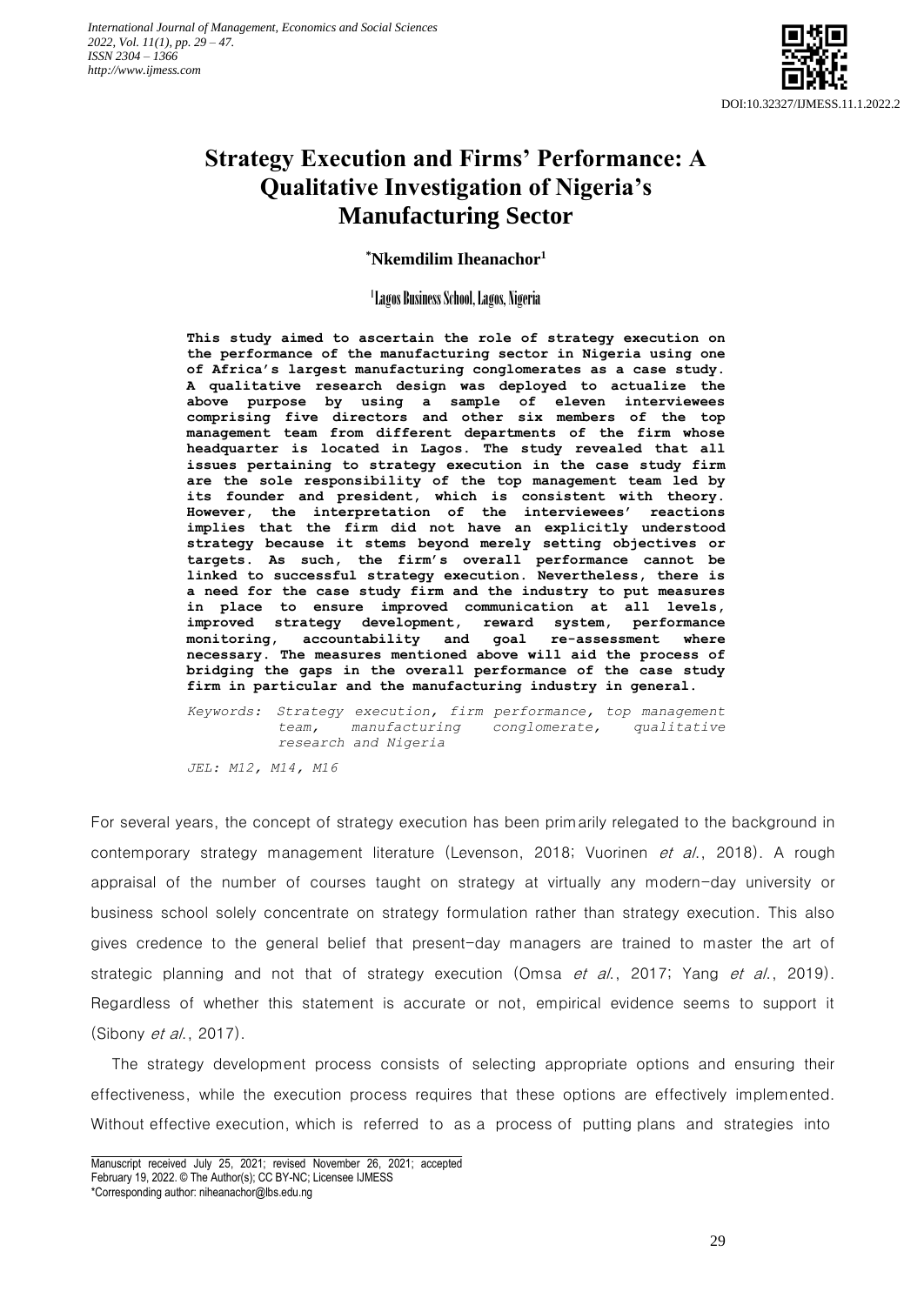DOI:10.32327/IJMESS.11.1.2022.2

# Strategy Execution and Firms' Performance: A Qualitative Investigation of Nigeria's Manufacturing Sector

**\*Nkemdilim Iheanachor[1]**

[1]Lagos Business School, Lagos, Nigeria

**This study aimed to ascertain the role of strategy execution on the performance of the manufacturing sector in Nigeria using one of Africa's largest manufacturing conglomerates as a case study. A qualitative research design was deployed to actualize the above purpose by using a sample of eleven interviewees comprising five directors and other six members of the top management team from different departments of the firm whose headquarter is located in Lagos. The study revealed that all issues pertaining to strategy execution in the case study firm are the sole responsibility of the top management team led by its founder and president, which is consistent with theory. However, the interpretation of the interviewees' reactions implies that the firm did not have an explicitly understood strategy because it stems beyond merely setting objectives or targets. As such, the firm's overall performance cannot be linked to successful strategy execution. Nevertheless, there is a need for the case study firm and the industry to put measures in place to ensure improved communication at all levels, improved strategy development, reward system, performance monitoring, accountability and goal re-assessment where necessary. The measures mentioned above will aid the process of bridging the gaps in the overall performance of the case study firm in particular and the manufacturing industry in general.**

*Keywords: Strategy execution, firm performance, top management team, manufacturing conglomerate, qualitative research and Nigeria*

*JEL: M12, M14, M16*

For several years, the concept of strategy execution has been primarily relegated to the background in contemporary strategy management literature (Levenson, 2018; Vuorinen *et al.*, 2018). A rough appraisal of the number of courses taught on strategy at virtually any modern-day university or business school solely concentrate on strategy formulation rather than strategy execution. This also gives credence to the general belief that present-day managers are trained to master the art of strategic planning and not that of strategy execution (Omsa *et al.*, 2017; Yang *et al.*, 2019). Regardless of whether this statement is accurate or not, empirical evidence seems to support it (Sibony *et al.*, 2017).

The strategy development process consists of selecting appropriate options and ensuring their effectiveness, while the execution process requires that these options are effectively implemented. Without effective execution, which is referred to as a process of putting plans and strategies into

Manuscript received July 25, 2021; revised November 26, 2021; accepted February 19, 2022. © The Author(s); CC BY-NC; Licensee IJMESS
\*Corresponding author: niheanachor@lbs.edu.ng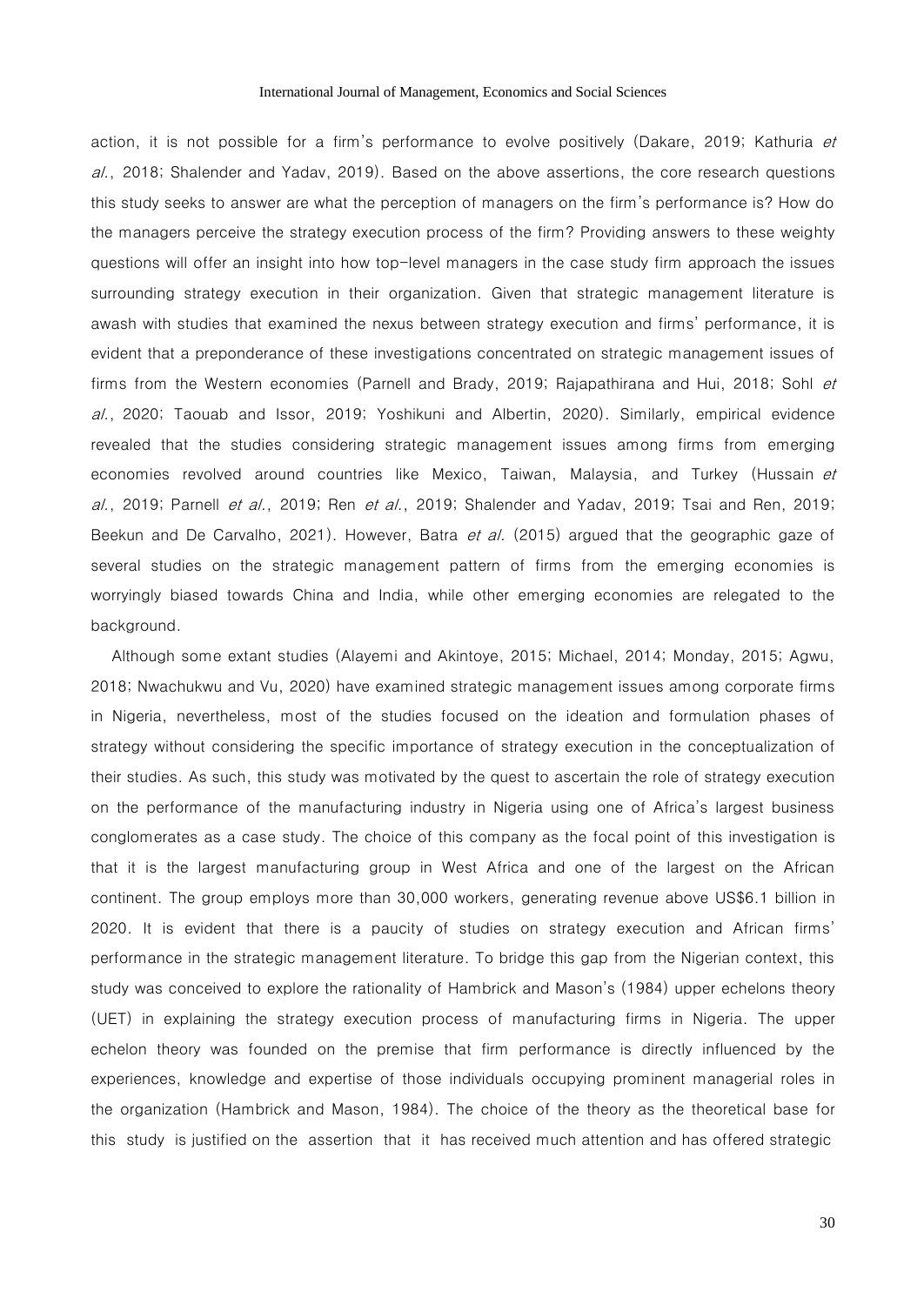action, it is not possible for a firm's performance to evolve positively (Dakare, 2019; Kathuria *et al.*, 2018; Shalender and Yadav, 2019). Based on the above assertions, the core research questions this study seeks to answer are what the perception of managers on the firm's performance is? How do the managers perceive the strategy execution process of the firm? Providing answers to these weighty questions will offer an insight into how top-level managers in the case study firm approach the issues surrounding strategy execution in their organization. Given that strategic management literature is awash with studies that examined the nexus between strategy execution and firms' performance, it is evident that a preponderance of these investigations concentrated on strategic management issues of firms from the Western economies (Parnell and Brady, 2019; Rajapathirana and Hui, 2018; Sohl *et al.*, 2020; Taouab and Issor, 2019; Yoshikuni and Albertin, 2020). Similarly, empirical evidence revealed that the studies considering strategic management issues among firms from emerging economies revolved around countries like Mexico, Taiwan, Malaysia, and Turkey (Hussain *et al.*, 2019; Parnell *et al.*, 2019; Ren *et al.*, 2019; Shalender and Yadav, 2019; Tsai and Ren, 2019; Beekun and De Carvalho, 2021). However, Batra *et al.* (2015) argued that the geographic gaze of several studies on the strategic management pattern of firms from the emerging economies is worryingly biased towards China and India, while other emerging economies are relegated to the background.

Although some extant studies (Alayemi and Akintoye, 2015; Michael, 2014; Monday, 2015; Agwu, 2018; Nwachukwu and Vu, 2020) have examined strategic management issues among corporate firms in Nigeria, nevertheless, most of the studies focused on the ideation and formulation phases of strategy without considering the specific importance of strategy execution in the conceptualization of their studies. As such, this study was motivated by the quest to ascertain the role of strategy execution on the performance of the manufacturing industry in Nigeria using one of Africa's largest business conglomerates as a case study. The choice of this company as the focal point of this investigation is that it is the largest manufacturing group in West Africa and one of the largest on the African continent. The group employs more than 30,000 workers, generating revenue above US$6.1 billion in 2020. It is evident that there is a paucity of studies on strategy execution and African firms' performance in the strategic management literature. To bridge this gap from the Nigerian context, this study was conceived to explore the rationality of Hambrick and Mason's (1984) upper echelons theory (UET) in explaining the strategy execution process of manufacturing firms in Nigeria. The upper echelon theory was founded on the premise that firm performance is directly influenced by the experiences, knowledge and expertise of those individuals occupying prominent managerial roles in the organization (Hambrick and Mason, 1984). The choice of the theory as the theoretical base for this study is justified on the assertion that it has received much attention and has offered strategic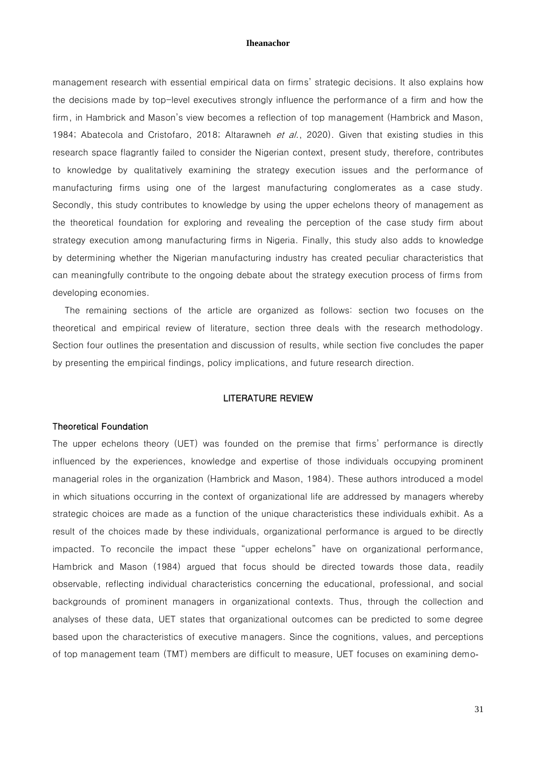management research with essential empirical data on firms' strategic decisions. It also explains how the decisions made by top-level executives strongly influence the performance of a firm and how the firm, in Hambrick and Mason's view becomes a reflection of top management (Hambrick and Mason, 1984; Abatecola and Cristofaro, 2018; Altarawneh *et al.*, 2020). Given that existing studies in this research space flagrantly failed to consider the Nigerian context, present study, therefore, contributes to knowledge by qualitatively examining the strategy execution issues and the performance of manufacturing firms using one of the largest manufacturing conglomerates as a case study. Secondly, this study contributes to knowledge by using the upper echelons theory of management as the theoretical foundation for exploring and revealing the perception of the case study firm about strategy execution among manufacturing firms in Nigeria. Finally, this study also adds to knowledge by determining whether the Nigerian manufacturing industry has created peculiar characteristics that can meaningfully contribute to the ongoing debate about the strategy execution process of firms from developing economies.

The remaining sections of the article are organized as follows: section two focuses on the theoretical and empirical review of literature, section three deals with the research methodology. Section four outlines the presentation and discussion of results, while section five concludes the paper by presenting the empirical findings, policy implications, and future research direction.

## LITERATURE REVIEW

### Theoretical Foundation

The upper echelons theory (UET) was founded on the premise that firms' performance is directly influenced by the experiences, knowledge and expertise of those individuals occupying prominent managerial roles in the organization (Hambrick and Mason, 1984). These authors introduced a model in which situations occurring in the context of organizational life are addressed by managers whereby strategic choices are made as a function of the unique characteristics these individuals exhibit. As a result of the choices made by these individuals, organizational performance is argued to be directly impacted. To reconcile the impact these "upper echelons" have on organizational performance, Hambrick and Mason (1984) argued that focus should be directed towards those data, readily observable, reflecting individual characteristics concerning the educational, professional, and social backgrounds of prominent managers in organizational contexts. Thus, through the collection and analyses of these data, UET states that organizational outcomes can be predicted to some degree based upon the characteristics of executive managers. Since the cognitions, values, and perceptions of top management team (TMT) members are difficult to measure, UET focuses on examining demo-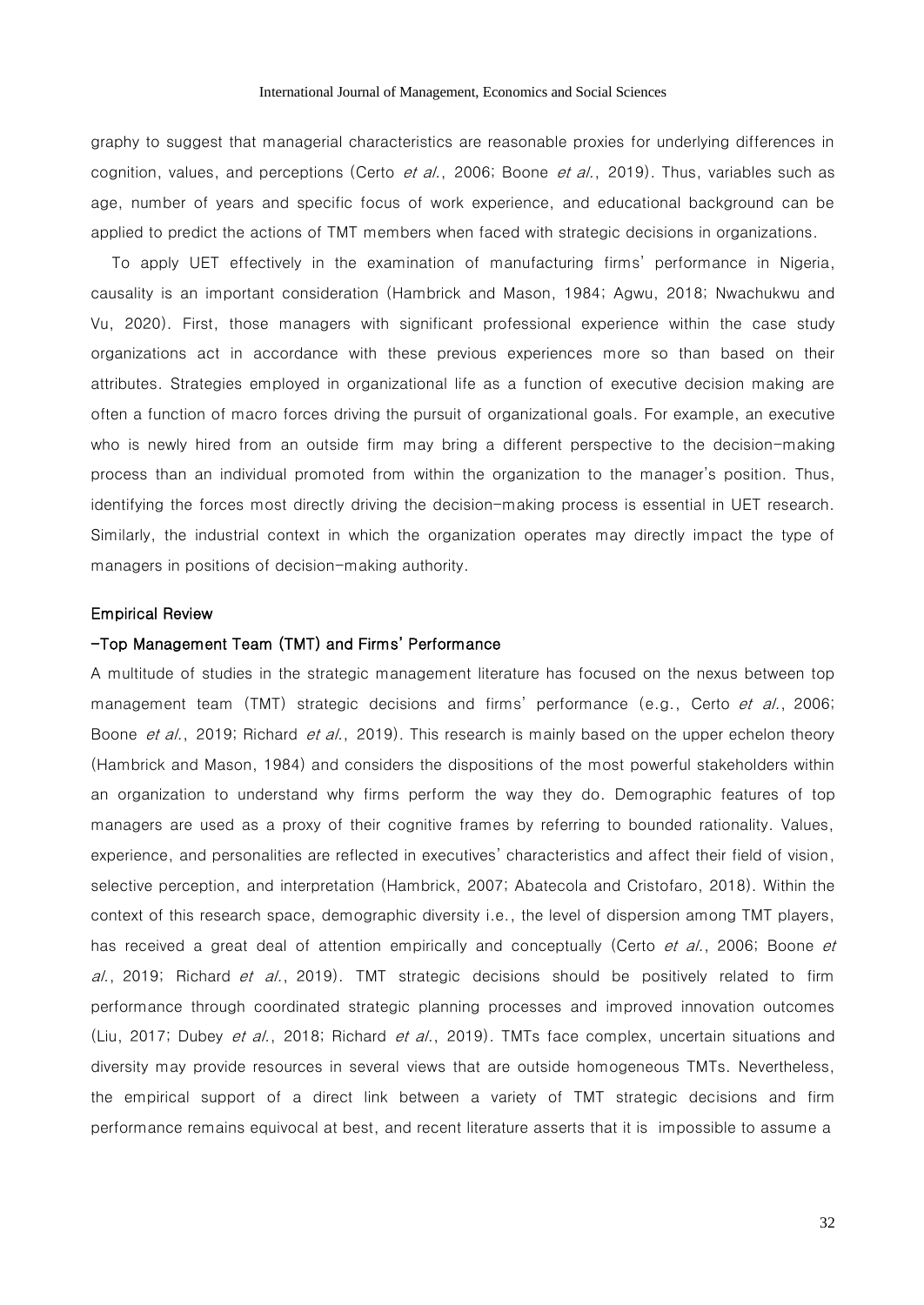graphy to suggest that managerial characteristics are reasonable proxies for underlying differences in cognition, values, and perceptions (Certo *et al.*, 2006; Boone *et al.*, 2019). Thus, variables such as age, number of years and specific focus of work experience, and educational background can be applied to predict the actions of TMT members when faced with strategic decisions in organizations.

To apply UET effectively in the examination of manufacturing firms' performance in Nigeria, causality is an important consideration (Hambrick and Mason, 1984; Agwu, 2018; Nwachukwu and Vu, 2020). First, those managers with significant professional experience within the case study organizations act in accordance with these previous experiences more so than based on their attributes. Strategies employed in organizational life as a function of executive decision making are often a function of macro forces driving the pursuit of organizational goals. For example, an executive who is newly hired from an outside firm may bring a different perspective to the decision-making process than an individual promoted from within the organization to the manager's position. Thus, identifying the forces most directly driving the decision-making process is essential in UET research. Similarly, the industrial context in which the organization operates may directly impact the type of managers in positions of decision-making authority.

### Empirical Review

#### -Top Management Team (TMT) and Firms' Performance

A multitude of studies in the strategic management literature has focused on the nexus between top management team (TMT) strategic decisions and firms' performance (e.g., Certo *et al.*, 2006; Boone *et al.*, 2019; Richard *et al.*, 2019). This research is mainly based on the upper echelon theory (Hambrick and Mason, 1984) and considers the dispositions of the most powerful stakeholders within an organization to understand why firms perform the way they do. Demographic features of top managers are used as a proxy of their cognitive frames by referring to bounded rationality. Values, experience, and personalities are reflected in executives' characteristics and affect their field of vision, selective perception, and interpretation (Hambrick, 2007; Abatecola and Cristofaro, 2018). Within the context of this research space, demographic diversity i.e., the level of dispersion among TMT players, has received a great deal of attention empirically and conceptually (Certo *et al.*, 2006; Boone *et al.*, 2019; Richard *et al.*, 2019). TMT strategic decisions should be positively related to firm performance through coordinated strategic planning processes and improved innovation outcomes (Liu, 2017; Dubey *et al.*, 2018; Richard *et al.*, 2019). TMTs face complex, uncertain situations and diversity may provide resources in several views that are outside homogeneous TMTs. Nevertheless, the empirical support of a direct link between a variety of TMT strategic decisions and firm performance remains equivocal at best, and recent literature asserts that it is impossible to assume a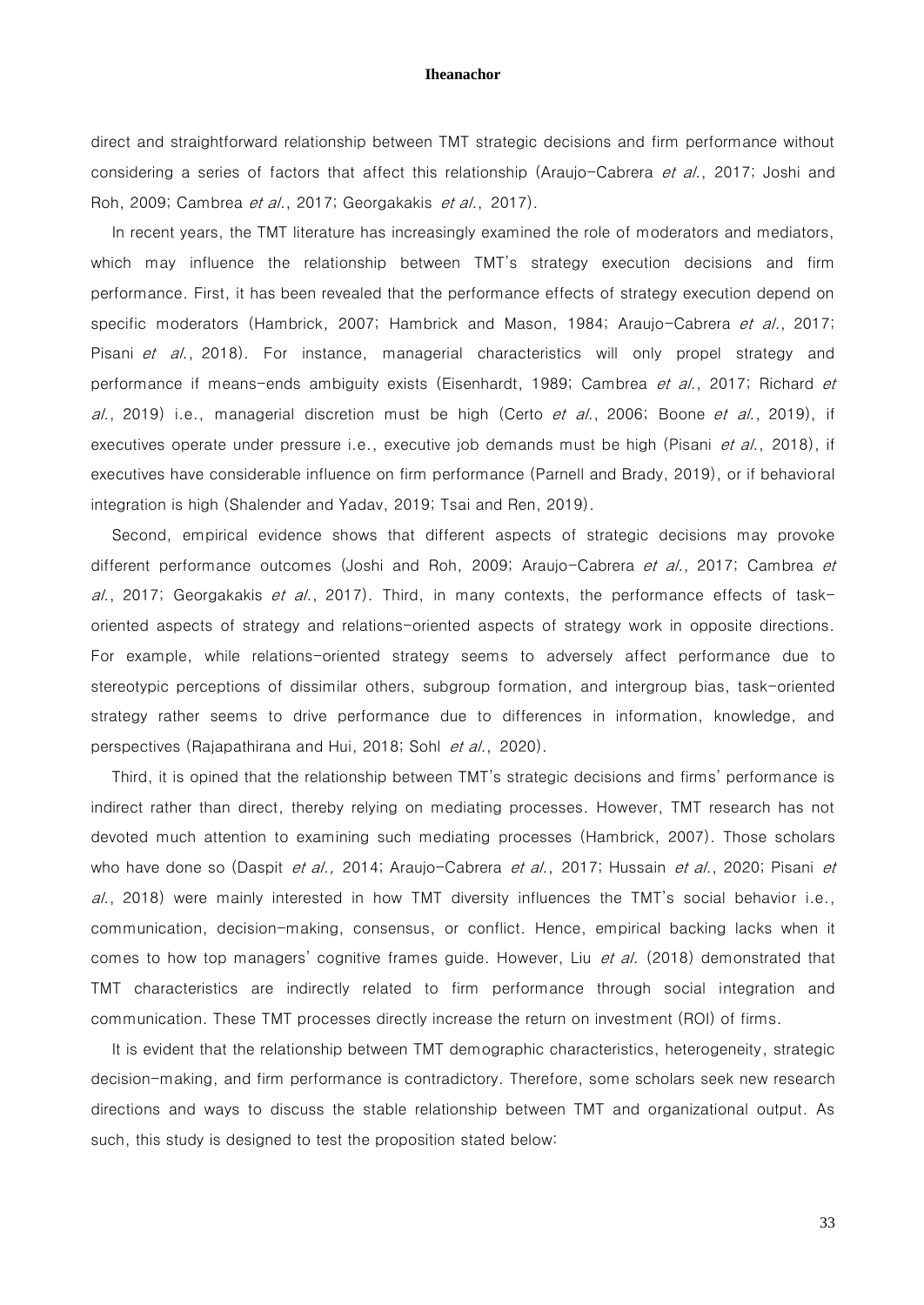direct and straightforward relationship between TMT strategic decisions and firm performance without considering a series of factors that affect this relationship (Araujo-Cabrera *et al.*, 2017; Joshi and Roh, 2009; Cambrea *et al.*, 2017; Georgakakis *et al.*, 2017).

In recent years, the TMT literature has increasingly examined the role of moderators and mediators, which may influence the relationship between TMT's strategy execution decisions and firm performance. First, it has been revealed that the performance effects of strategy execution depend on specific moderators (Hambrick, 2007; Hambrick and Mason, 1984; Araujo-Cabrera *et al.*, 2017; Pisani *et al.*, 2018). For instance, managerial characteristics will only propel strategy and performance if means-ends ambiguity exists (Eisenhardt, 1989; Cambrea *et al.*, 2017; Richard *et al.*, 2019) i.e., managerial discretion must be high (Certo *et al.*, 2006; Boone *et al.*, 2019), if executives operate under pressure i.e., executive job demands must be high (Pisani *et al.*, 2018), if executives have considerable influence on firm performance (Parnell and Brady, 2019), or if behavioral integration is high (Shalender and Yadav, 2019; Tsai and Ren, 2019).

Second, empirical evidence shows that different aspects of strategic decisions may provoke different performance outcomes (Joshi and Roh, 2009; Araujo-Cabrera *et al.*, 2017; Cambrea *et al.*, 2017; Georgakakis *et al.*, 2017). Third, in many contexts, the performance effects of task-oriented aspects of strategy and relations-oriented aspects of strategy work in opposite directions. For example, while relations-oriented strategy seems to adversely affect performance due to stereotypic perceptions of dissimilar others, subgroup formation, and intergroup bias, task-oriented strategy rather seems to drive performance due to differences in information, knowledge, and perspectives (Rajapathirana and Hui, 2018; Sohl *et al.*, 2020).

Third, it is opined that the relationship between TMT's strategic decisions and firms' performance is indirect rather than direct, thereby relying on mediating processes. However, TMT research has not devoted much attention to examining such mediating processes (Hambrick, 2007). Those scholars who have done so (Daspit *et al.,* 2014; Araujo-Cabrera *et al.*, 2017; Hussain *et al.*, 2020; Pisani *et al.*, 2018) were mainly interested in how TMT diversity influences the TMT's social behavior i.e., communication, decision-making, consensus, or conflict. Hence, empirical backing lacks when it comes to how top managers' cognitive frames guide. However, Liu *et al.* (2018) demonstrated that TMT characteristics are indirectly related to firm performance through social integration and communication. These TMT processes directly increase the return on investment (ROI) of firms.

It is evident that the relationship between TMT demographic characteristics, heterogeneity, strategic decision-making, and firm performance is contradictory. Therefore, some scholars seek new research directions and ways to discuss the stable relationship between TMT and organizational output. As such, this study is designed to test the proposition stated below: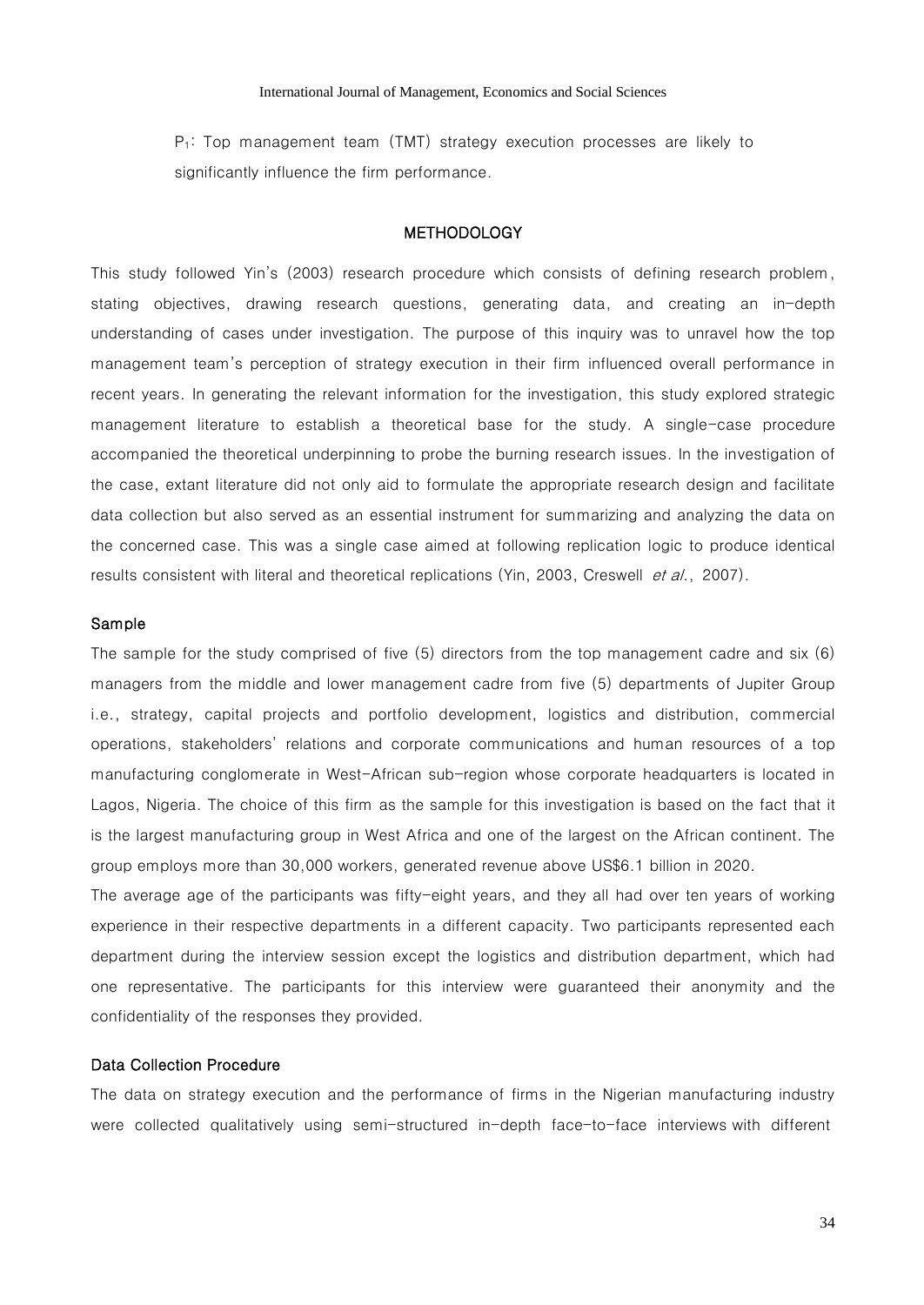$P_1$: Top management team (TMT) strategy execution processes are likely to significantly influence the firm performance.

## METHODOLOGY

This study followed Yin's (2003) research procedure which consists of defining research problem, stating objectives, drawing research questions, generating data, and creating an in-depth understanding of cases under investigation. The purpose of this inquiry was to unravel how the top management team's perception of strategy execution in their firm influenced overall performance in recent years. In generating the relevant information for the investigation, this study explored strategic management literature to establish a theoretical base for the study. A single-case procedure accompanied the theoretical underpinning to probe the burning research issues. In the investigation of the case, extant literature did not only aid to formulate the appropriate research design and facilitate data collection but also served as an essential instrument for summarizing and analyzing the data on the concerned case. This was a single case aimed at following replication logic to produce identical results consistent with literal and theoretical replications (Yin, 2003, Creswell *et al.*, 2007).

### Sample

The sample for the study comprised of five (5) directors from the top management cadre and six (6) managers from the middle and lower management cadre from five (5) departments of Jupiter Group i.e., strategy, capital projects and portfolio development, logistics and distribution, commercial operations, stakeholders' relations and corporate communications and human resources of a top manufacturing conglomerate in West-African sub-region whose corporate headquarters is located in Lagos, Nigeria. The choice of this firm as the sample for this investigation is based on the fact that it is the largest manufacturing group in West Africa and one of the largest on the African continent. The group employs more than 30,000 workers, generated revenue above US$6.1 billion in 2020.

The average age of the participants was fifty-eight years, and they all had over ten years of working experience in their respective departments in a different capacity. Two participants represented each department during the interview session except the logistics and distribution department, which had one representative. The participants for this interview were guaranteed their anonymity and the confidentiality of the responses they provided.

### Data Collection Procedure

The data on strategy execution and the performance of firms in the Nigerian manufacturing industry were collected qualitatively using semi-structured in-depth face-to-face interviews with different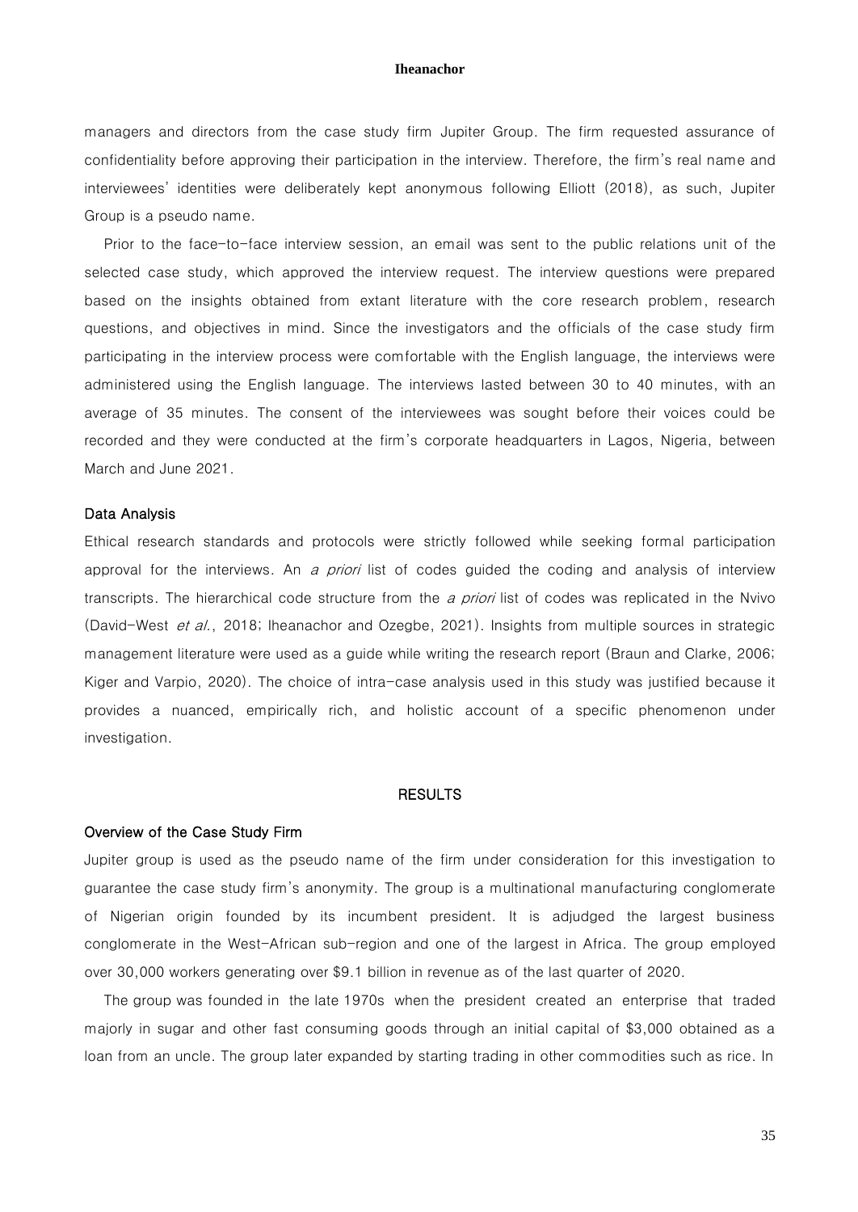managers and directors from the case study firm Jupiter Group. The firm requested assurance of confidentiality before approving their participation in the interview. Therefore, the firm's real name and interviewees' identities were deliberately kept anonymous following Elliott (2018), as such, Jupiter Group is a pseudo name.

Prior to the face-to-face interview session, an email was sent to the public relations unit of the selected case study, which approved the interview request. The interview questions were prepared based on the insights obtained from extant literature with the core research problem, research questions, and objectives in mind. Since the investigators and the officials of the case study firm participating in the interview process were comfortable with the English language, the interviews were administered using the English language. The interviews lasted between 30 to 40 minutes, with an average of 35 minutes. The consent of the interviewees was sought before their voices could be recorded and they were conducted at the firm's corporate headquarters in Lagos, Nigeria, between March and June 2021.

### Data Analysis

Ethical research standards and protocols were strictly followed while seeking formal participation approval for the interviews. An *a priori* list of codes guided the coding and analysis of interview transcripts. The hierarchical code structure from the *a priori* list of codes was replicated in the Nvivo (David-West *et al.*, 2018; Iheanachor and Ozegbe, 2021). Insights from multiple sources in strategic management literature were used as a guide while writing the research report (Braun and Clarke, 2006; Kiger and Varpio, 2020). The choice of intra-case analysis used in this study was justified because it provides a nuanced, empirically rich, and holistic account of a specific phenomenon under investigation.

## RESULTS

### Overview of the Case Study Firm

Jupiter group is used as the pseudo name of the firm under consideration for this investigation to guarantee the case study firm's anonymity. The group is a multinational manufacturing conglomerate of Nigerian origin founded by its incumbent president. It is adjudged the largest business conglomerate in the West-African sub-region and one of the largest in Africa. The group employed over 30,000 workers generating over $9.1 billion in revenue as of the last quarter of 2020.

The group was founded in the late 1970s when the president created an enterprise that traded majorly in sugar and other fast consuming goods through an initial capital of $3,000 obtained as a loan from an uncle. The group later expanded by starting trading in other commodities such as rice. In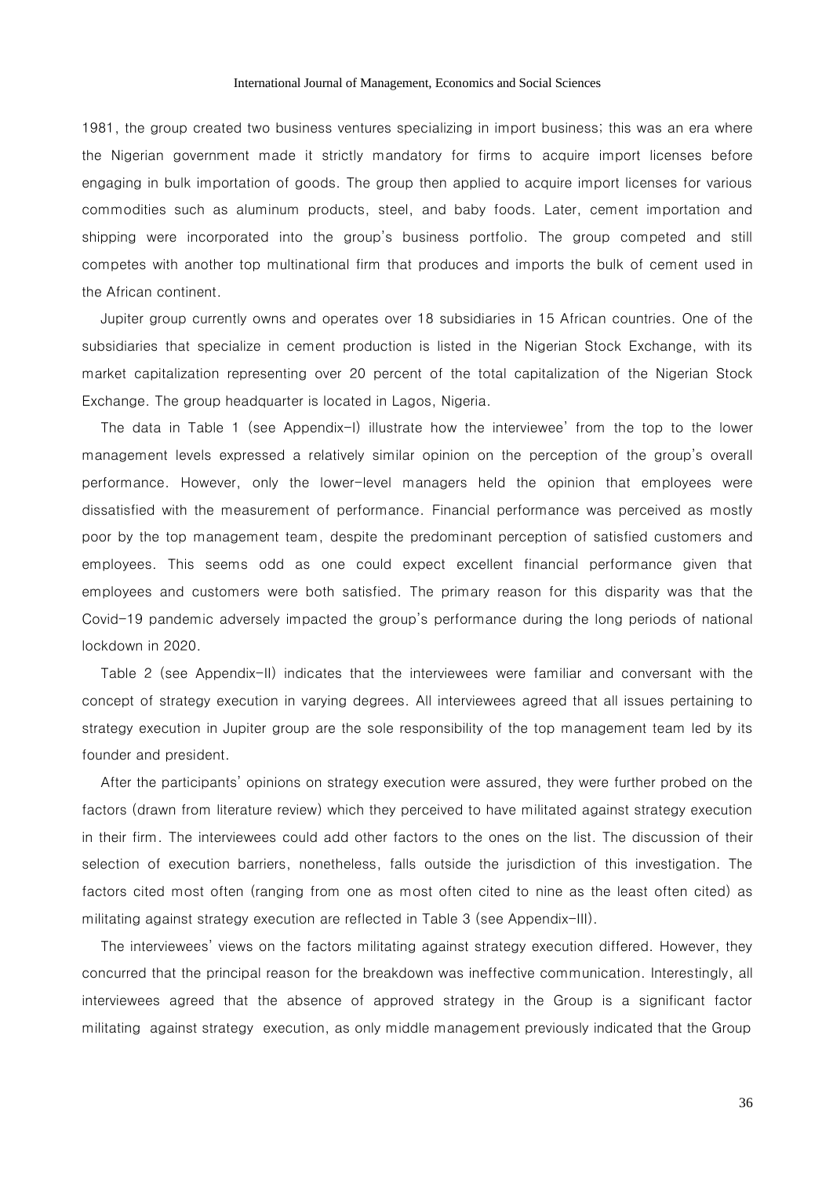1981, the group created two business ventures specializing in import business; this was an era where the Nigerian government made it strictly mandatory for firms to acquire import licenses before engaging in bulk importation of goods. The group then applied to acquire import licenses for various commodities such as aluminum products, steel, and baby foods. Later, cement importation and shipping were incorporated into the group's business portfolio. The group competed and still competes with another top multinational firm that produces and imports the bulk of cement used in the African continent.

Jupiter group currently owns and operates over 18 subsidiaries in 15 African countries. One of the subsidiaries that specialize in cement production is listed in the Nigerian Stock Exchange, with its market capitalization representing over 20 percent of the total capitalization of the Nigerian Stock Exchange. The group headquarter is located in Lagos, Nigeria.

The data in Table 1 (see Appendix-I) illustrate how the interviewee' from the top to the lower management levels expressed a relatively similar opinion on the perception of the group's overall performance. However, only the lower-level managers held the opinion that employees were dissatisfied with the measurement of performance. Financial performance was perceived as mostly poor by the top management team, despite the predominant perception of satisfied customers and employees. This seems odd as one could expect excellent financial performance given that employees and customers were both satisfied. The primary reason for this disparity was that the Covid-19 pandemic adversely impacted the group's performance during the long periods of national lockdown in 2020.

Table 2 (see Appendix-II) indicates that the interviewees were familiar and conversant with the concept of strategy execution in varying degrees. All interviewees agreed that all issues pertaining to strategy execution in Jupiter group are the sole responsibility of the top management team led by its founder and president.

After the participants' opinions on strategy execution were assured, they were further probed on the factors (drawn from literature review) which they perceived to have militated against strategy execution in their firm. The interviewees could add other factors to the ones on the list. The discussion of their selection of execution barriers, nonetheless, falls outside the jurisdiction of this investigation. The factors cited most often (ranging from one as most often cited to nine as the least often cited) as militating against strategy execution are reflected in Table 3 (see Appendix-III).

The interviewees' views on the factors militating against strategy execution differed. However, they concurred that the principal reason for the breakdown was ineffective communication. Interestingly, all interviewees agreed that the absence of approved strategy in the Group is a significant factor militating against strategy execution, as only middle management previously indicated that the Group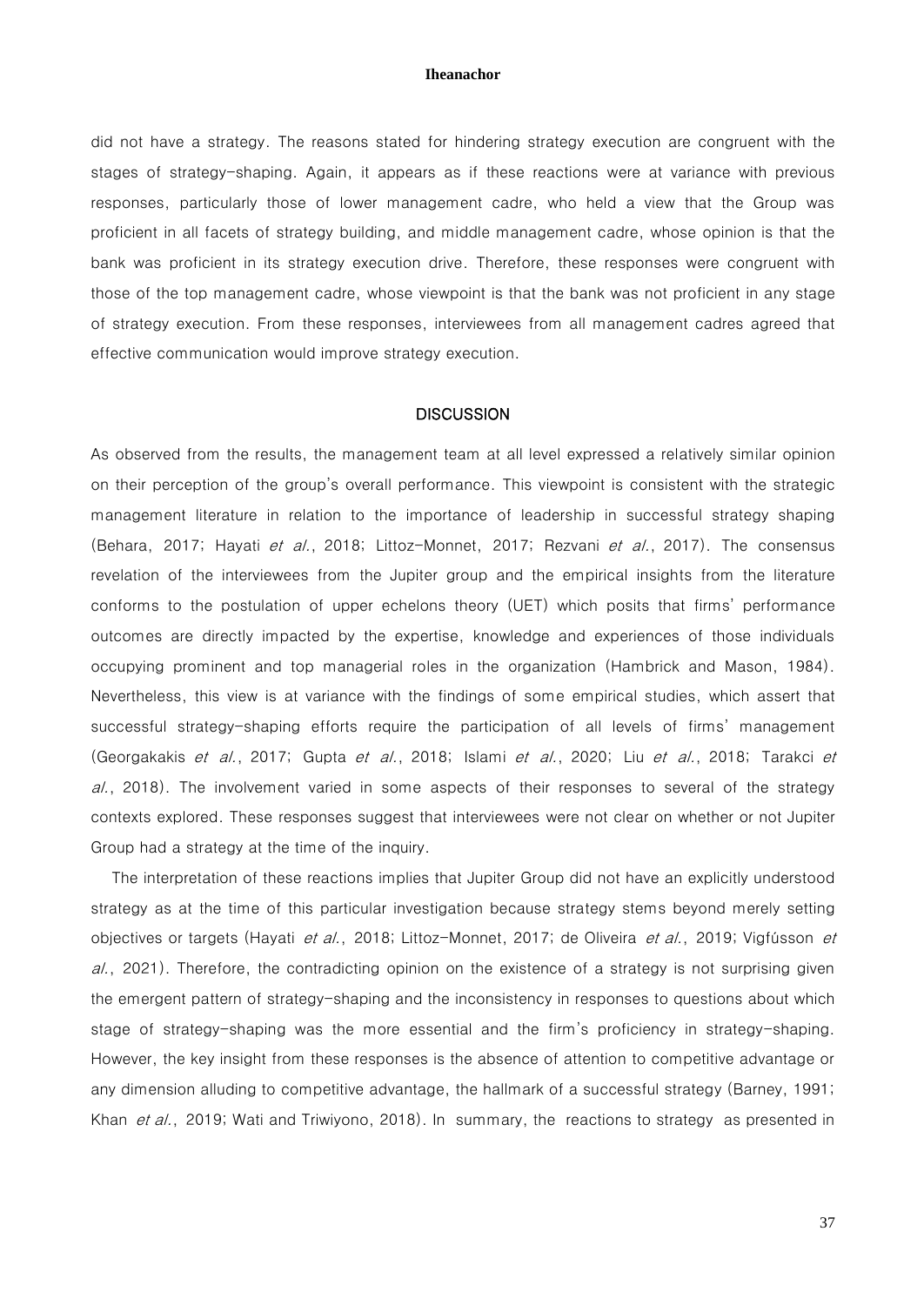did not have a strategy. The reasons stated for hindering strategy execution are congruent with the stages of strategy-shaping. Again, it appears as if these reactions were at variance with previous responses, particularly those of lower management cadre, who held a view that the Group was proficient in all facets of strategy building, and middle management cadre, whose opinion is that the bank was proficient in its strategy execution drive. Therefore, these responses were congruent with those of the top management cadre, whose viewpoint is that the bank was not proficient in any stage of strategy execution. From these responses, interviewees from all management cadres agreed that effective communication would improve strategy execution.

## DISCUSSION

As observed from the results, the management team at all level expressed a relatively similar opinion on their perception of the group's overall performance. This viewpoint is consistent with the strategic management literature in relation to the importance of leadership in successful strategy shaping (Behara, 2017; Hayati *et al.*, 2018; Littoz-Monnet, 2017; Rezvani *et al.*, 2017). The consensus revelation of the interviewees from the Jupiter group and the empirical insights from the literature conforms to the postulation of upper echelons theory (UET) which posits that firms' performance outcomes are directly impacted by the expertise, knowledge and experiences of those individuals occupying prominent and top managerial roles in the organization (Hambrick and Mason, 1984). Nevertheless, this view is at variance with the findings of some empirical studies, which assert that successful strategy-shaping efforts require the participation of all levels of firms' management (Georgakakis *et al.*, 2017; Gupta *et al.*, 2018; Islami *et al.*, 2020; Liu *et al.*, 2018; Tarakci *et al.*, 2018). The involvement varied in some aspects of their responses to several of the strategy contexts explored. These responses suggest that interviewees were not clear on whether or not Jupiter Group had a strategy at the time of the inquiry.

The interpretation of these reactions implies that Jupiter Group did not have an explicitly understood strategy as at the time of this particular investigation because strategy stems beyond merely setting objectives or targets (Hayati *et al.*, 2018; Littoz-Monnet, 2017; de Oliveira *et al.*, 2019; Vigfússon *et al.*, 2021). Therefore, the contradicting opinion on the existence of a strategy is not surprising given the emergent pattern of strategy-shaping and the inconsistency in responses to questions about which stage of strategy-shaping was the more essential and the firm's proficiency in strategy-shaping. However, the key insight from these responses is the absence of attention to competitive advantage or any dimension alluding to competitive advantage, the hallmark of a successful strategy (Barney, 1991; Khan *et al.*, 2019; Wati and Triwiyono, 2018). In summary, the reactions to strategy as presented in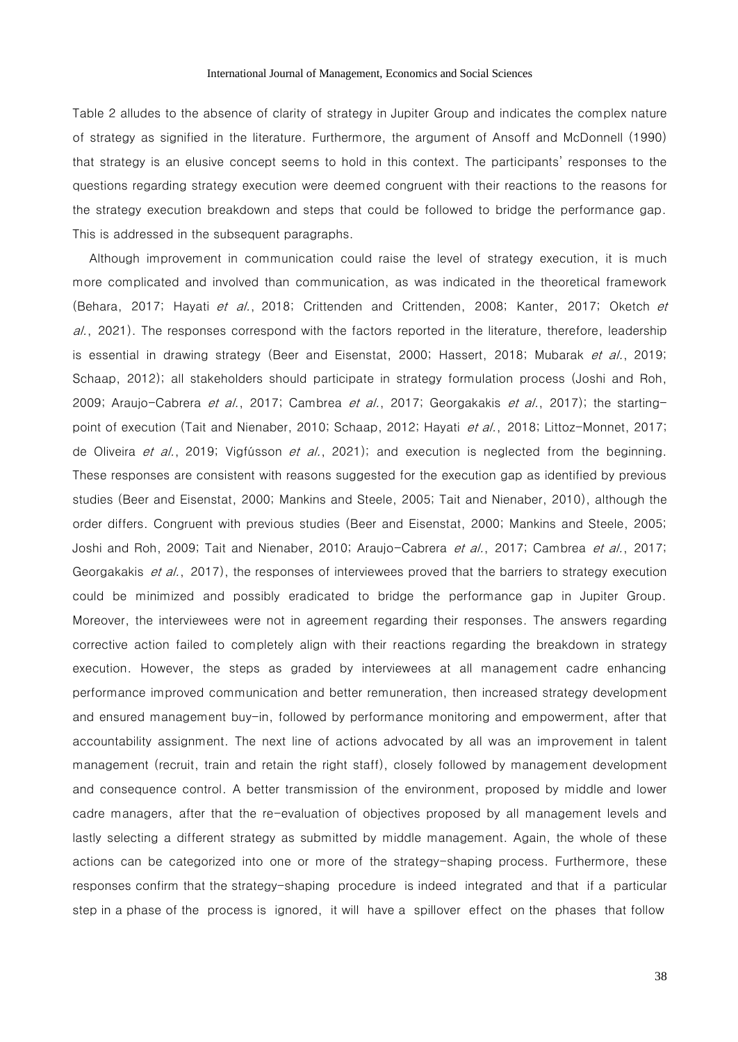Table 2 alludes to the absence of clarity of strategy in Jupiter Group and indicates the complex nature of strategy as signified in the literature. Furthermore, the argument of Ansoff and McDonnell (1990) that strategy is an elusive concept seems to hold in this context. The participants' responses to the questions regarding strategy execution were deemed congruent with their reactions to the reasons for the strategy execution breakdown and steps that could be followed to bridge the performance gap. This is addressed in the subsequent paragraphs.

Although improvement in communication could raise the level of strategy execution, it is much more complicated and involved than communication, as was indicated in the theoretical framework (Behara, 2017; Hayati *et al.*, 2018; Crittenden and Crittenden, 2008; Kanter, 2017; Oketch *et al.*, 2021). The responses correspond with the factors reported in the literature, therefore, leadership is essential in drawing strategy (Beer and Eisenstat, 2000; Hassert, 2018; Mubarak *et al.*, 2019; Schaap, 2012); all stakeholders should participate in strategy formulation process (Joshi and Roh, 2009; Araujo-Cabrera *et al.*, 2017; Cambrea *et al.*, 2017; Georgakakis *et al.*, 2017); the starting-point of execution (Tait and Nienaber, 2010; Schaap, 2012; Hayati *et al.*, 2018; Littoz-Monnet, 2017; de Oliveira *et al.*, 2019; Vigfússon *et al.*, 2021); and execution is neglected from the beginning. These responses are consistent with reasons suggested for the execution gap as identified by previous studies (Beer and Eisenstat, 2000; Mankins and Steele, 2005; Tait and Nienaber, 2010), although the order differs. Congruent with previous studies (Beer and Eisenstat, 2000; Mankins and Steele, 2005; Joshi and Roh, 2009; Tait and Nienaber, 2010; Araujo-Cabrera *et al.*, 2017; Cambrea *et al.*, 2017; Georgakakis *et al.*, 2017), the responses of interviewees proved that the barriers to strategy execution could be minimized and possibly eradicated to bridge the performance gap in Jupiter Group. Moreover, the interviewees were not in agreement regarding their responses. The answers regarding corrective action failed to completely align with their reactions regarding the breakdown in strategy execution. However, the steps as graded by interviewees at all management cadre enhancing performance improved communication and better remuneration, then increased strategy development and ensured management buy-in, followed by performance monitoring and empowerment, after that accountability assignment. The next line of actions advocated by all was an improvement in talent management (recruit, train and retain the right staff), closely followed by management development and consequence control. A better transmission of the environment, proposed by middle and lower cadre managers, after that the re-evaluation of objectives proposed by all management levels and lastly selecting a different strategy as submitted by middle management. Again, the whole of these actions can be categorized into one or more of the strategy-shaping process. Furthermore, these responses confirm that the strategy-shaping procedure is indeed integrated and that if a particular step in a phase of the process is ignored, it will have a spillover effect on the phases that follow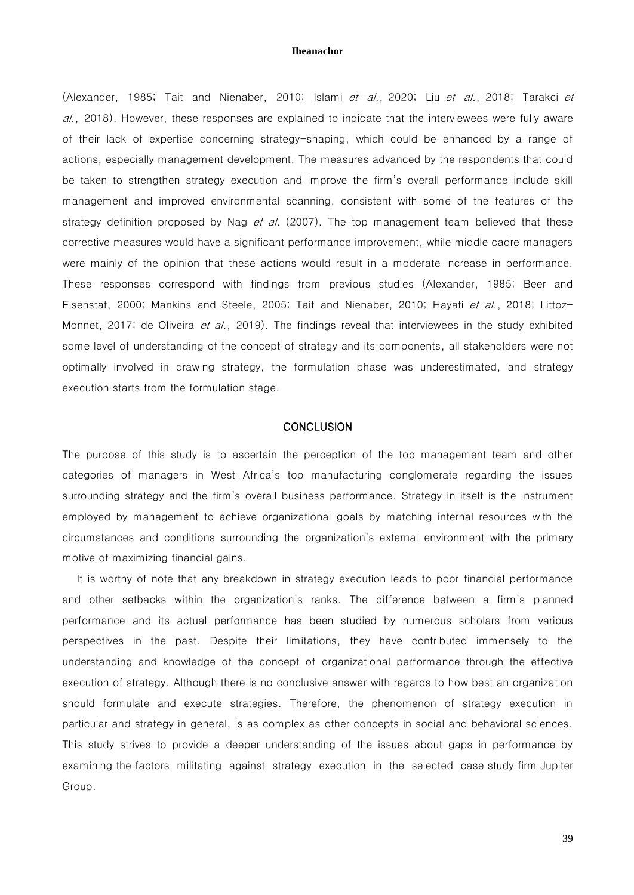(Alexander, 1985; Tait and Nienaber, 2010; Islami *et al.*, 2020; Liu *et al.*, 2018; Tarakci *et al.*, 2018). However, these responses are explained to indicate that the interviewees were fully aware of their lack of expertise concerning strategy-shaping, which could be enhanced by a range of actions, especially management development. The measures advanced by the respondents that could be taken to strengthen strategy execution and improve the firm's overall performance include skill management and improved environmental scanning, consistent with some of the features of the strategy definition proposed by Nag *et al.* (2007). The top management team believed that these corrective measures would have a significant performance improvement, while middle cadre managers were mainly of the opinion that these actions would result in a moderate increase in performance. These responses correspond with findings from previous studies (Alexander, 1985; Beer and Eisenstat, 2000; Mankins and Steele, 2005; Tait and Nienaber, 2010; Hayati *et al.*, 2018; Littoz-Monnet, 2017; de Oliveira *et al.*, 2019). The findings reveal that interviewees in the study exhibited some level of understanding of the concept of strategy and its components, all stakeholders were not optimally involved in drawing strategy, the formulation phase was underestimated, and strategy execution starts from the formulation stage.

## CONCLUSION

The purpose of this study is to ascertain the perception of the top management team and other categories of managers in West Africa's top manufacturing conglomerate regarding the issues surrounding strategy and the firm's overall business performance. Strategy in itself is the instrument employed by management to achieve organizational goals by matching internal resources with the circumstances and conditions surrounding the organization's external environment with the primary motive of maximizing financial gains.

It is worthy of note that any breakdown in strategy execution leads to poor financial performance and other setbacks within the organization's ranks. The difference between a firm's planned performance and its actual performance has been studied by numerous scholars from various perspectives in the past. Despite their limitations, they have contributed immensely to the understanding and knowledge of the concept of organizational performance through the effective execution of strategy. Although there is no conclusive answer with regards to how best an organization should formulate and execute strategies. Therefore, the phenomenon of strategy execution in particular and strategy in general, is as complex as other concepts in social and behavioral sciences. This study strives to provide a deeper understanding of the issues about gaps in performance by examining the factors militating against strategy execution in the selected case study firm Jupiter Group.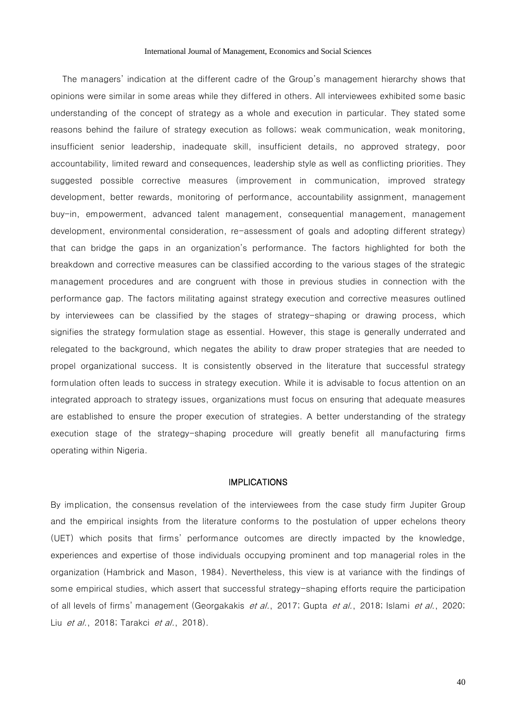The managers' indication at the different cadre of the Group's management hierarchy shows that opinions were similar in some areas while they differed in others. All interviewees exhibited some basic understanding of the concept of strategy as a whole and execution in particular. They stated some reasons behind the failure of strategy execution as follows; weak communication, weak monitoring, insufficient senior leadership, inadequate skill, insufficient details, no approved strategy, poor accountability, limited reward and consequences, leadership style as well as conflicting priorities. They suggested possible corrective measures (improvement in communication, improved strategy development, better rewards, monitoring of performance, accountability assignment, management buy-in, empowerment, advanced talent management, consequential management, management development, environmental consideration, re-assessment of goals and adopting different strategy) that can bridge the gaps in an organization's performance. The factors highlighted for both the breakdown and corrective measures can be classified according to the various stages of the strategic management procedures and are congruent with those in previous studies in connection with the performance gap. The factors militating against strategy execution and corrective measures outlined by interviewees can be classified by the stages of strategy-shaping or drawing process, which signifies the strategy formulation stage as essential. However, this stage is generally underrated and relegated to the background, which negates the ability to draw proper strategies that are needed to propel organizational success. It is consistently observed in the literature that successful strategy formulation often leads to success in strategy execution. While it is advisable to focus attention on an integrated approach to strategy issues, organizations must focus on ensuring that adequate measures are established to ensure the proper execution of strategies. A better understanding of the strategy execution stage of the strategy-shaping procedure will greatly benefit all manufacturing firms operating within Nigeria.

## IMPLICATIONS

By implication, the consensus revelation of the interviewees from the case study firm Jupiter Group and the empirical insights from the literature conforms to the postulation of upper echelons theory (UET) which posits that firms' performance outcomes are directly impacted by the knowledge, experiences and expertise of those individuals occupying prominent and top managerial roles in the organization (Hambrick and Mason, 1984). Nevertheless, this view is at variance with the findings of some empirical studies, which assert that successful strategy-shaping efforts require the participation of all levels of firms' management (Georgakakis *et al.*, 2017; Gupta *et al.*, 2018; Islami *et al.*, 2020; Liu *et al.*, 2018; Tarakci *et al.*, 2018).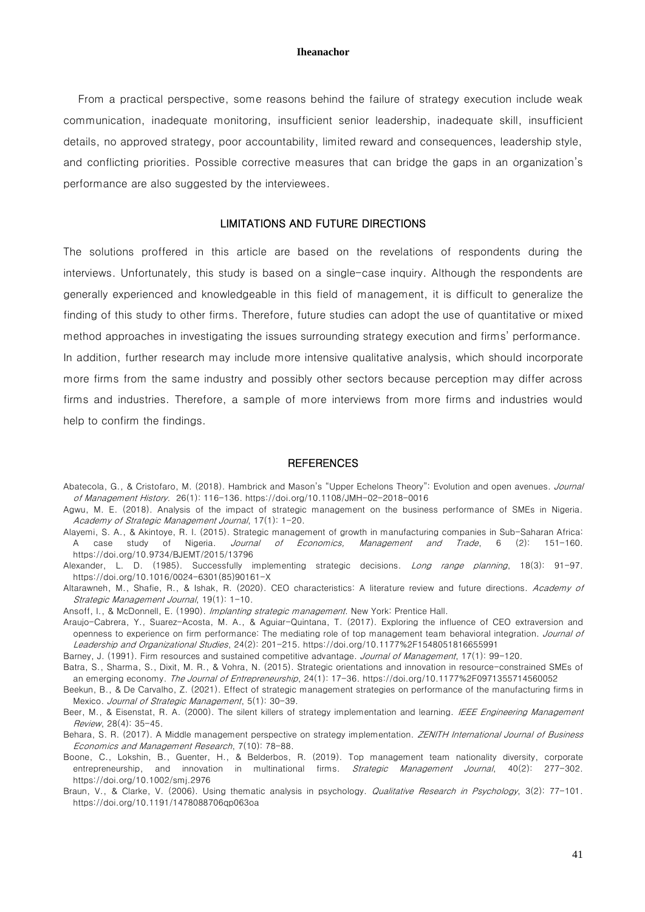From a practical perspective, some reasons behind the failure of strategy execution include weak communication, inadequate monitoring, insufficient senior leadership, inadequate skill, insufficient details, no approved strategy, poor accountability, limited reward and consequences, leadership style, and conflicting priorities. Possible corrective measures that can bridge the gaps in an organization's performance are also suggested by the interviewees.

## LIMITATIONS AND FUTURE DIRECTIONS

The solutions proffered in this article are based on the revelations of respondents during the interviews. Unfortunately, this study is based on a single-case inquiry. Although the respondents are generally experienced and knowledgeable in this field of management, it is difficult to generalize the finding of this study to other firms. Therefore, future studies can adopt the use of quantitative or mixed method approaches in investigating the issues surrounding strategy execution and firms' performance. In addition, further research may include more intensive qualitative analysis, which should incorporate more firms from the same industry and possibly other sectors because perception may differ across firms and industries. Therefore, a sample of more interviews from more firms and industries would help to confirm the findings.

## REFERENCES

Abatecola, G., & Cristofaro, M. (2018). Hambrick and Mason's "Upper Echelons Theory": Evolution and open avenues. *Journal of Management History*. 26(1): 116-136. https://doi.org/10.1108/JMH-02-2018-0016

Agwu, M. E. (2018). Analysis of the impact of strategic management on the business performance of SMEs in Nigeria. *Academy of Strategic Management Journal*, 17(1): 1-20.

Alayemi, S. A., & Akintoye, R. I. (2015). Strategic management of growth in manufacturing companies in Sub-Saharan Africa: A case study of Nigeria. *Journal of Economics, Management and Trade*, 6 (2): 151-160. https://doi.org/10.9734/BJEMT/2015/13796

Alexander, L. D. (1985). Successfully implementing strategic decisions. *Long range planning*, 18(3): 91-97. https://doi.org/10.1016/0024-6301(85)90161-X

Altarawneh, M., Shafie, R., & Ishak, R. (2020). CEO characteristics: A literature review and future directions. *Academy of Strategic Management Journal*, 19(1): 1-10.

Ansoff, I., & McDonnell, E. (1990). *Implanting strategic management*. New York: Prentice Hall.

Araujo-Cabrera, Y., Suarez-Acosta, M. A., & Aguiar-Quintana, T. (2017). Exploring the influence of CEO extraversion and openness to experience on firm performance: The mediating role of top management team behavioral integration. *Journal of Leadership and Organizational Studies*, 24(2): 201-215. https://doi.org/10.1177%2F1548051816655991

Barney, J. (1991). Firm resources and sustained competitive advantage. *Journal of Management*, 17(1): 99-120.

Batra, S., Sharma, S., Dixit, M. R., & Vohra, N. (2015). Strategic orientations and innovation in resource-constrained SMEs of an emerging economy. *The Journal of Entrepreneurship*, 24(1): 17-36. https://doi.org/10.1177%2F0971355714560052

Beekun, B., & De Carvalho, Z. (2021). Effect of strategic management strategies on performance of the manufacturing firms in Mexico. *Journal of Strategic Management*, 5(1): 30-39.

Beer, M., & Eisenstat, R. A. (2000). The silent killers of strategy implementation and learning. *IEEE Engineering Management Review*, 28(4): 35-45.

Behara, S. R. (2017). A Middle management perspective on strategy implementation. *ZENITH International Journal of Business Economics and Management Research*, 7(10): 78-88.

Boone, C., Lokshin, B., Guenter, H., & Belderbos, R. (2019). Top management team nationality diversity, corporate entrepreneurship, and innovation in multinational firms. *Strategic Management Journal*, 40(2): 277-302. https://doi.org/10.1002/smj.2976

Braun, V., & Clarke, V. (2006). Using thematic analysis in psychology. *Qualitative Research in Psychology*, 3(2): 77-101. https://doi.org/10.1191/1478088706qp063oa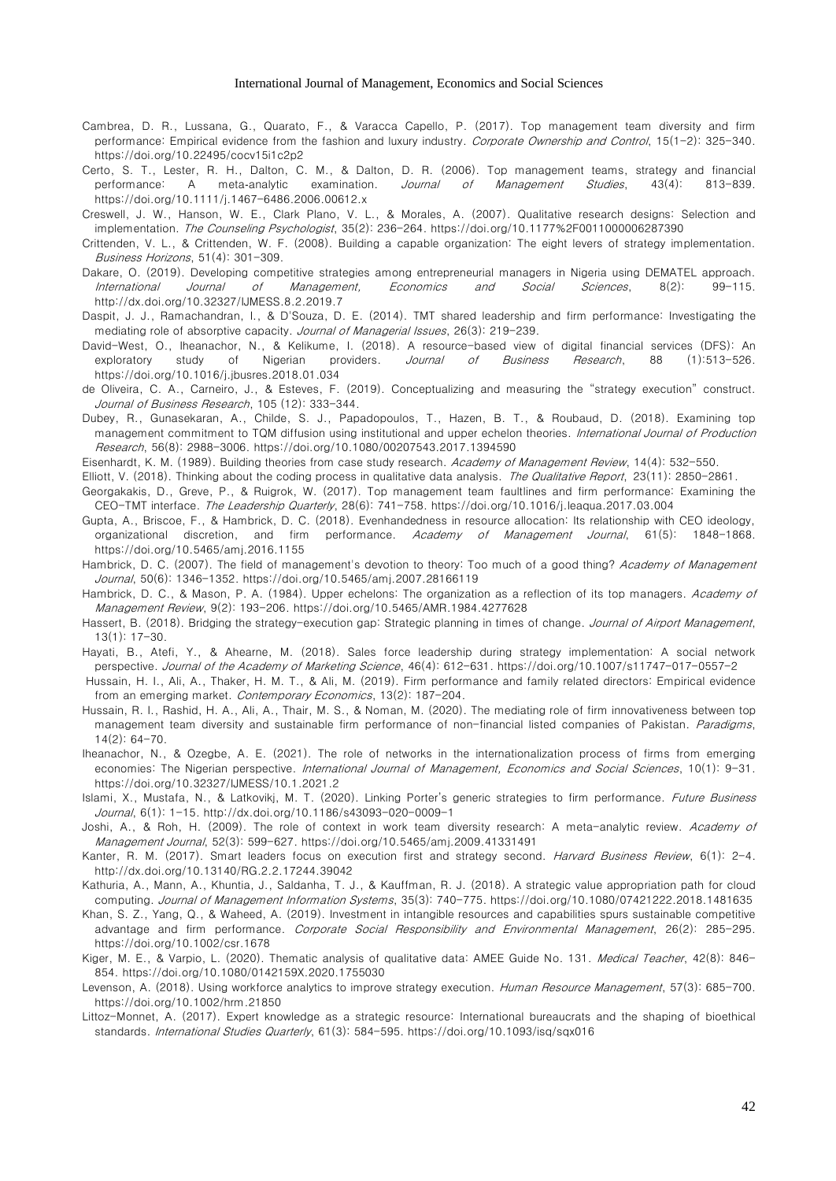Cambrea, D. R., Lussana, G., Quarato, F., & Varacca Capello, P. (2017). Top management team diversity and firm performance: Empirical evidence from the fashion and luxury industry. *Corporate Ownership and Control*, 15(1-2): 325-340. https://doi.org/10.22495/cocv15i1c2p2

Certo, S. T., Lester, R. H., Dalton, C. M., & Dalton, D. R. (2006). Top management teams, strategy and financial performance: A meta-analytic examination. *Journal of Management Studies*, 43(4): 813-839. https://doi.org/10.1111/j.1467-6486.2006.00612.x

Creswell, J. W., Hanson, W. E., Clark Plano, V. L., & Morales, A. (2007). Qualitative research designs: Selection and implementation. *The Counseling Psychologist*, 35(2): 236-264. https://doi.org/10.1177%2F0011000006287390

Crittenden, V. L., & Crittenden, W. F. (2008). Building a capable organization: The eight levers of strategy implementation. *Business Horizons*, 51(4): 301-309.

Dakare, O. (2019). Developing competitive strategies among entrepreneurial managers in Nigeria using DEMATEL approach. *International Journal of Management, Economics and Social Sciences*, 8(2): 99-115. http://dx.doi.org/10.32327/IJMESS.8.2.2019.7

Daspit, J. J., Ramachandran, I., & D'Souza, D. E. (2014). TMT shared leadership and firm performance: Investigating the mediating role of absorptive capacity. *Journal of Managerial Issues*, 26(3): 219-239.

David-West, O., Iheanachor, N., & Kelikume, I. (2018). A resource-based view of digital financial services (DFS): An exploratory study of Nigerian providers. *Journal of Business Research*, 88 (1):513-526. https://doi.org/10.1016/j.jbusres.2018.01.034

de Oliveira, C. A., Carneiro, J., & Esteves, F. (2019). Conceptualizing and measuring the "strategy execution" construct. *Journal of Business Research*, 105 (12): 333-344.

Dubey, R., Gunasekaran, A., Childe, S. J., Papadopoulos, T., Hazen, B. T., & Roubaud, D. (2018). Examining top management commitment to TQM diffusion using institutional and upper echelon theories. *International Journal of Production Research*, 56(8): 2988-3006. https://doi.org/10.1080/00207543.2017.1394590

Eisenhardt, K. M. (1989). Building theories from case study research. *Academy of Management Review*, 14(4): 532-550.

Elliott, V. (2018). Thinking about the coding process in qualitative data analysis. *The Qualitative Report*, 23(11): 2850-2861.

Georgakakis, D., Greve, P., & Ruigrok, W. (2017). Top management team faultlines and firm performance: Examining the CEO-TMT interface. *The Leadership Quarterly*, 28(6): 741-758. https://doi.org/10.1016/j.leaqua.2017.03.004

Gupta, A., Briscoe, F., & Hambrick, D. C. (2018). Evenhandedness in resource allocation: Its relationship with CEO ideology, organizational discretion, and firm performance. *Academy of Management Journal*, 61(5): 1848-1868. https://doi.org/10.5465/amj.2016.1155

Hambrick, D. C. (2007). The field of management's devotion to theory: Too much of a good thing? *Academy of Management Journal*, 50(6): 1346-1352. https://doi.org/10.5465/amj.2007.28166119

Hambrick, D. C., & Mason, P. A. (1984). Upper echelons: The organization as a reflection of its top managers. *Academy of Management Review*, 9(2): 193-206. https://doi.org/10.5465/AMR.1984.4277628

Hassert, B. (2018). Bridging the strategy-execution gap: Strategic planning in times of change. *Journal of Airport Management*, 13(1): 17-30.

Hayati, B., Atefi, Y., & Ahearne, M. (2018). Sales force leadership during strategy implementation: A social network perspective. *Journal of the Academy of Marketing Science*, 46(4): 612-631. https://doi.org/10.1007/s11747-017-0557-2

Hussain, H. I., Ali, A., Thaker, H. M. T., & Ali, M. (2019). Firm performance and family related directors: Empirical evidence from an emerging market. *Contemporary Economics*, 13(2): 187-204.

Hussain, R. I., Rashid, H. A., Ali, A., Thair, M. S., & Noman, M. (2020). The mediating role of firm innovativeness between top management team diversity and sustainable firm performance of non-financial listed companies of Pakistan. *Paradigms*, 14(2): 64-70.

Iheanachor, N., & Ozegbe, A. E. (2021). The role of networks in the internationalization process of firms from emerging economies: The Nigerian perspective. *International Journal of Management, Economics and Social Sciences*, 10(1): 9-31. https://doi.org/10.32327/IJMESS/10.1.2021.2

Islami, X., Mustafa, N., & Latkovikj, M. T. (2020). Linking Porter's generic strategies to firm performance. *Future Business Journal*, 6(1): 1-15. http://dx.doi.org/10.1186/s43093-020-0009-1

Joshi, A., & Roh, H. (2009). The role of context in work team diversity research: A meta-analytic review. *Academy of Management Journal*, 52(3): 599-627. https://doi.org/10.5465/amj.2009.41331491

Kanter, R. M. (2017). Smart leaders focus on execution first and strategy second. *Harvard Business Review*, 6(1): 2-4. http://dx.doi.org/10.13140/RG.2.2.17244.39042

Kathuria, A., Mann, A., Khuntia, J., Saldanha, T. J., & Kauffman, R. J. (2018). A strategic value appropriation path for cloud computing. *Journal of Management Information Systems*, 35(3): 740-775. https://doi.org/10.1080/07421222.2018.1481635

Khan, S. Z., Yang, Q., & Waheed, A. (2019). Investment in intangible resources and capabilities spurs sustainable competitive advantage and firm performance. *Corporate Social Responsibility and Environmental Management*, 26(2): 285-295. https://doi.org/10.1002/csr.1678

Kiger, M. E., & Varpio, L. (2020). Thematic analysis of qualitative data: AMEE Guide No. 131. *Medical Teacher*, 42(8): 846-854. https://doi.org/10.1080/0142159X.2020.1755030

Levenson, A. (2018). Using workforce analytics to improve strategy execution. *Human Resource Management*, 57(3): 685-700. https://doi.org/10.1002/hrm.21850

Littoz-Monnet, A. (2017). Expert knowledge as a strategic resource: International bureaucrats and the shaping of bioethical standards. *International Studies Quarterly*, 61(3): 584-595. https://doi.org/10.1093/isq/sqx016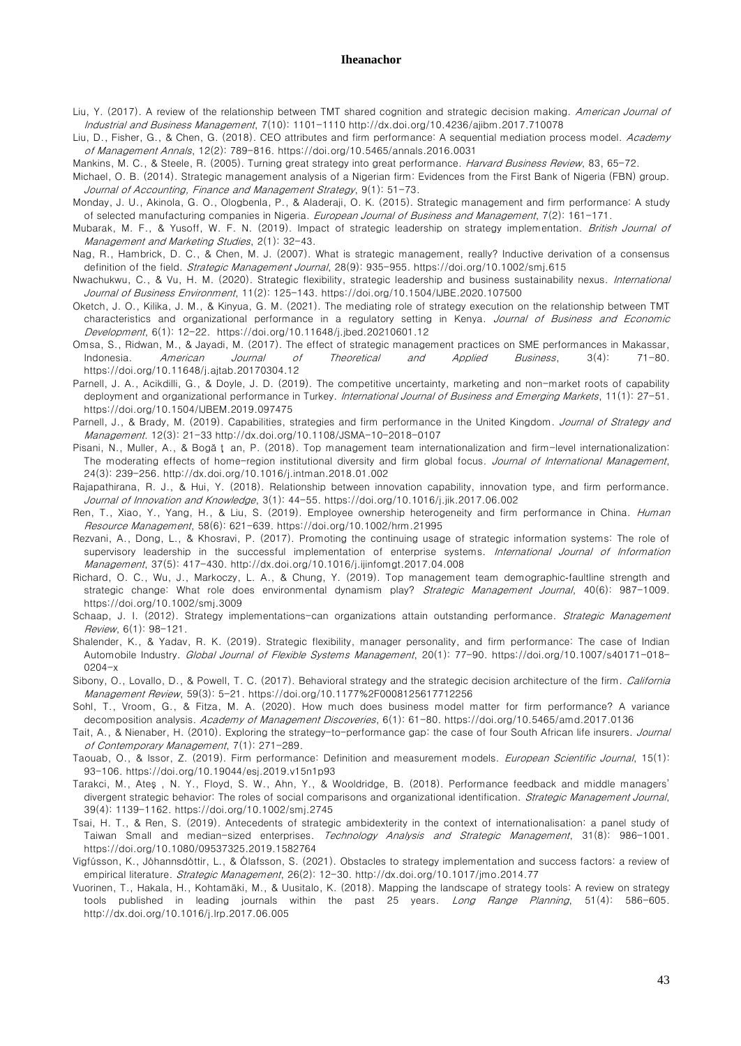Liu, Y. (2017). A review of the relationship between TMT shared cognition and strategic decision making. *American Journal of Industrial and Business Management*, 7(10): 1101-1110 http://dx.doi.org/10.4236/ajibm.2017.710078

Liu, D., Fisher, G., & Chen, G. (2018). CEO attributes and firm performance: A sequential mediation process model. *Academy of Management Annals*, 12(2): 789-816. https://doi.org/10.5465/annals.2016.0031

Mankins, M. C., & Steele, R. (2005). Turning great strategy into great performance. *Harvard Business Review*, 83, 65-72.

Michael, O. B. (2014). Strategic management analysis of a Nigerian firm: Evidences from the First Bank of Nigeria (FBN) group. *Journal of Accounting, Finance and Management Strategy*, 9(1): 51-73.

Monday, J. U., Akinola, G. O., Ologbenla, P., & Aladeraji, O. K. (2015). Strategic management and firm performance: A study of selected manufacturing companies in Nigeria. *European Journal of Business and Management*, 7(2): 161-171.

Mubarak, M. F., & Yusoff, W. F. N. (2019). Impact of strategic leadership on strategy implementation. *British Journal of Management and Marketing Studies*, 2(1): 32-43.

Nag, R., Hambrick, D. C., & Chen, M. J. (2007). What is strategic management, really? Inductive derivation of a consensus definition of the field. *Strategic Management Journal*, 28(9): 935-955. https://doi.org/10.1002/smj.615

Nwachukwu, C., & Vu, H. M. (2020). Strategic flexibility, strategic leadership and business sustainability nexus. *International Journal of Business Environment*, 11(2): 125-143. https://doi.org/10.1504/IJBE.2020.107500

Oketch, J. O., Kilika, J. M., & Kinyua, G. M. (2021). The mediating role of strategy execution on the relationship between TMT characteristics and organizational performance in a regulatory setting in Kenya. *Journal of Business and Economic Development*, 6(1): 12-22. https://doi.org/10.11648/j.jbed.20210601.12

Omsa, S., Ridwan, M., & Jayadi, M. (2017). The effect of strategic management practices on SME performances in Makassar, Indonesia. *American Journal of Theoretical and Applied Business*, 3(4): 71-80. https://doi.org/10.11648/j.ajtab.20170304.12

Parnell, J. A., Acikdilli, G., & Doyle, J. D. (2019). The competitive uncertainty, marketing and non-market roots of capability deployment and organizational performance in Turkey. *International Journal of Business and Emerging Markets*, 11(1): 27-51. https://doi.org/10.1504/IJBEM.2019.097475

Parnell, J., & Brady, M. (2019). Capabilities, strategies and firm performance in the United Kingdom. *Journal of Strategy and Management*. 12(3): 21-33 http://dx.doi.org/10.1108/JSMA-10-2018-0107

Pisani, N., Muller, A., & Bogă ţ an, P. (2018). Top management team internationalization and firm-level internationalization: The moderating effects of home-region institutional diversity and firm global focus. *Journal of International Management*, 24(3): 239-256. http://dx.doi.org/10.1016/j.intman.2018.01.002

Rajapathirana, R. J., & Hui, Y. (2018). Relationship between innovation capability, innovation type, and firm performance. *Journal of Innovation and Knowledge*, 3(1): 44-55. https://doi.org/10.1016/j.jik.2017.06.002

Ren, T., Xiao, Y., Yang, H., & Liu, S. (2019). Employee ownership heterogeneity and firm performance in China. *Human Resource Management*, 58(6): 621-639. https://doi.org/10.1002/hrm.21995

Rezvani, A., Dong, L., & Khosravi, P. (2017). Promoting the continuing usage of strategic information systems: The role of supervisory leadership in the successful implementation of enterprise systems. *International Journal of Information Management*, 37(5): 417-430. http://dx.doi.org/10.1016/j.ijinfomgt.2017.04.008

Richard, O. C., Wu, J., Markoczy, L. A., & Chung, Y. (2019). Top management team demographic-faultline strength and strategic change: What role does environmental dynamism play? *Strategic Management Journal*, 40(6): 987-1009. https://doi.org/10.1002/smj.3009

Schaap, J. I. (2012). Strategy implementations-can organizations attain outstanding performance. *Strategic Management Review*, 6(1): 98-121.

Shalender, K., & Yadav, R. K. (2019). Strategic flexibility, manager personality, and firm performance: The case of Indian Automobile Industry. *Global Journal of Flexible Systems Management*, 20(1): 77-90. https://doi.org/10.1007/s40171-018-0204-x

Sibony, O., Lovallo, D., & Powell, T. C. (2017). Behavioral strategy and the strategic decision architecture of the firm. *California Management Review*, 59(3): 5-21. https://doi.org/10.1177%2F0008125617712256

Sohl, T., Vroom, G., & Fitza, M. A. (2020). How much does business model matter for firm performance? A variance decomposition analysis. *Academy of Management Discoveries*, 6(1): 61-80. https://doi.org/10.5465/amd.2017.0136

Tait, A., & Nienaber, H. (2010). Exploring the strategy-to-performance gap: the case of four South African life insurers. *Journal of Contemporary Management*, 7(1): 271-289.

Taouab, O., & Issor, Z. (2019). Firm performance: Definition and measurement models. *European Scientific Journal*, 15(1): 93-106. https://doi.org/10.19044/esj.2019.v15n1p93

Tarakci, M., Ateş , N. Y., Floyd, S. W., Ahn, Y., & Wooldridge, B. (2018). Performance feedback and middle managers' divergent strategic behavior: The roles of social comparisons and organizational identification. *Strategic Management Journal*, 39(4): 1139-1162. https://doi.org/10.1002/smj.2745

Tsai, H. T., & Ren, S. (2019). Antecedents of strategic ambidexterity in the context of internationalisation: a panel study of Taiwan Small and median-sized enterprises. *Technology Analysis and Strategic Management*, 31(8): 986-1001. https://doi.org/10.1080/09537325.2019.1582764

Vigfússon, K., Jóhannsdóttir, L., & Ólafsson, S. (2021). Obstacles to strategy implementation and success factors: a review of empirical literature. *Strategic Management*, 26(2): 12-30. http://dx.doi.org/10.1017/jmo.2014.77

Vuorinen, T., Hakala, H., Kohtamäki, M., & Uusitalo, K. (2018). Mapping the landscape of strategy tools: A review on strategy tools published in leading journals within the past 25 years. *Long Range Planning*, 51(4): 586-605. http://dx.doi.org/10.1016/j.lrp.2017.06.005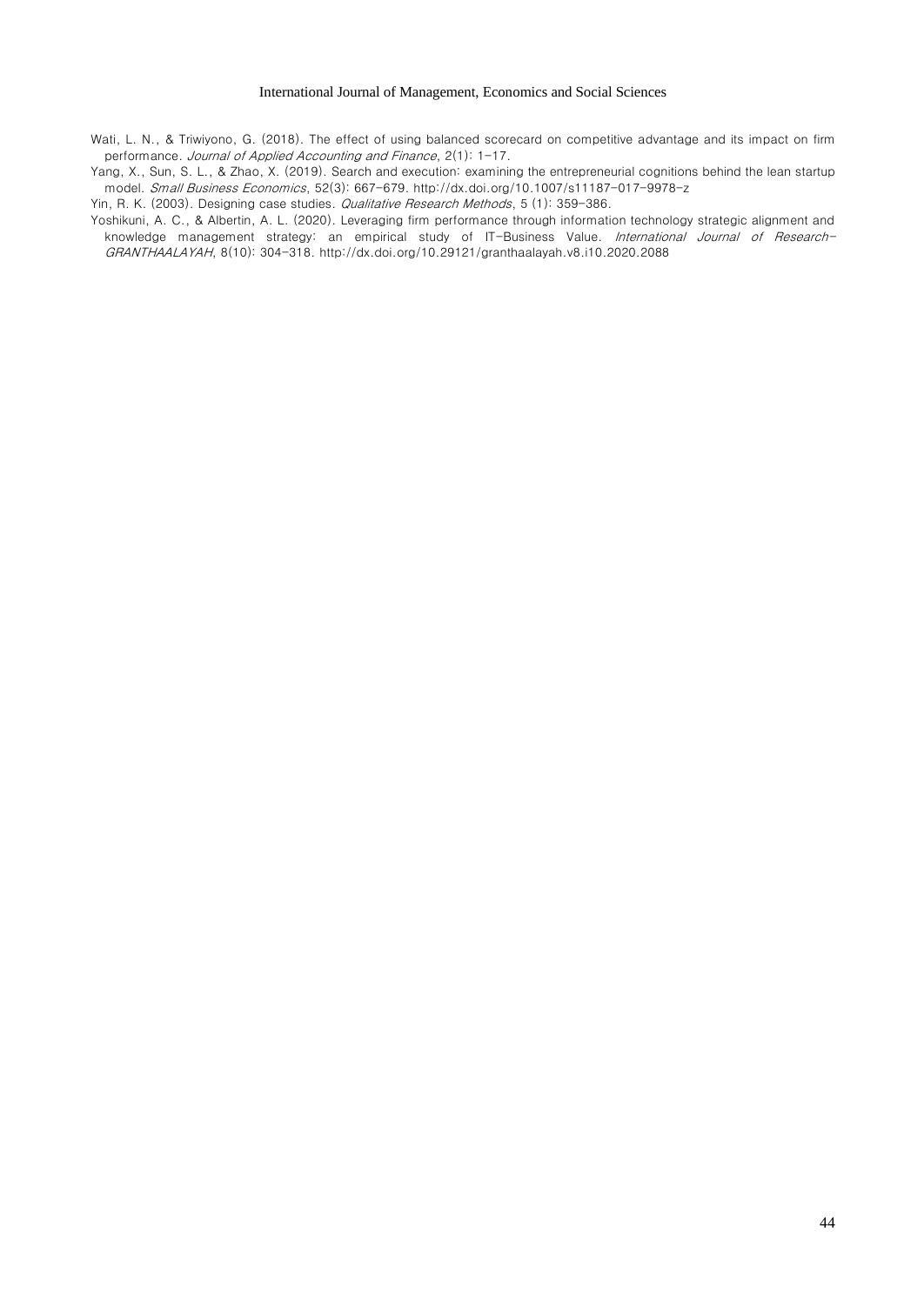Wati, L. N., & Triwiyono, G. (2018). The effect of using balanced scorecard on competitive advantage and its impact on firm performance. *Journal of Applied Accounting and Finance*, 2(1): 1-17.

Yang, X., Sun, S. L., & Zhao, X. (2019). Search and execution: examining the entrepreneurial cognitions behind the lean startup model. *Small Business Economics*, 52(3): 667-679. http://dx.doi.org/10.1007/s11187-017-9978-z

Yin, R. K. (2003). Designing case studies. *Qualitative Research Methods*, 5 (1): 359-386.

Yoshikuni, A. C., & Albertin, A. L. (2020). Leveraging firm performance through information technology strategic alignment and knowledge management strategy: an empirical study of IT-Business Value. *International Journal of Research-GRANTHAALAYAH*, 8(10): 304-318. http://dx.doi.org/10.29121/granthaalayah.v8.i10.2020.2088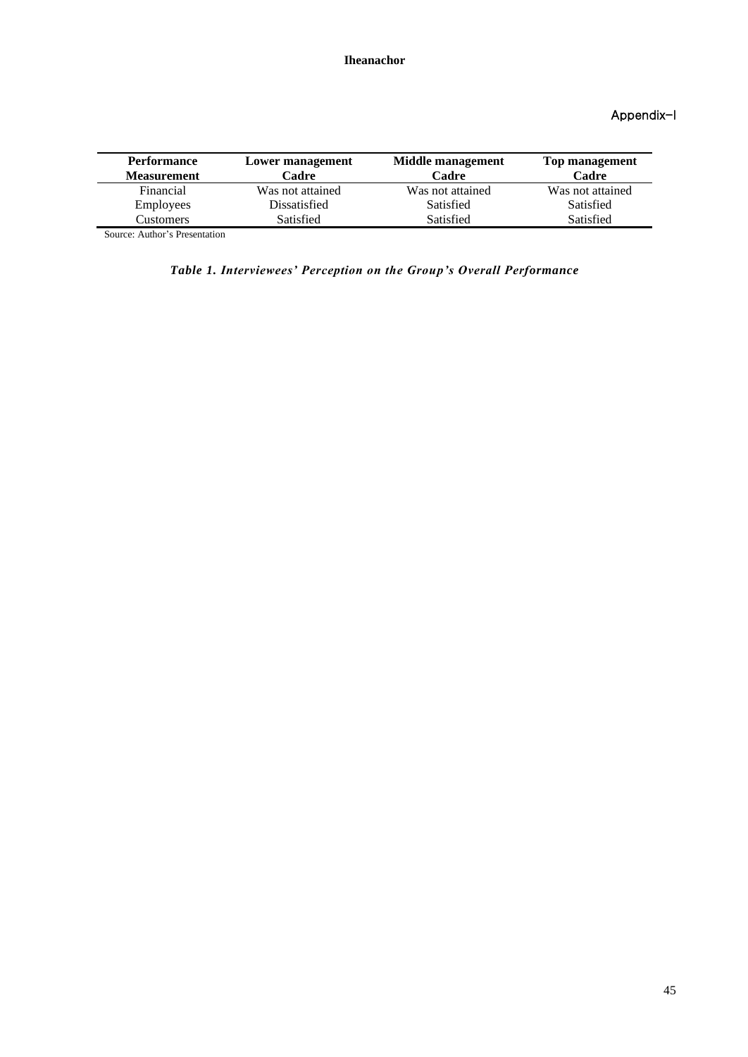Appendix-I

| Performance Measurement | Lower management Cadre | Middle management Cadre | Top management Cadre |
|---|---|---|---|
| Financial | Was not attained | Was not attained | Was not attained |
| Employees | Dissatisfied | Satisfied | Satisfied |
| Customers | Satisfied | Satisfied | Satisfied |

Source: Author's Presentation

***Table 1. Interviewees' Perception on the Group's Overall Performance***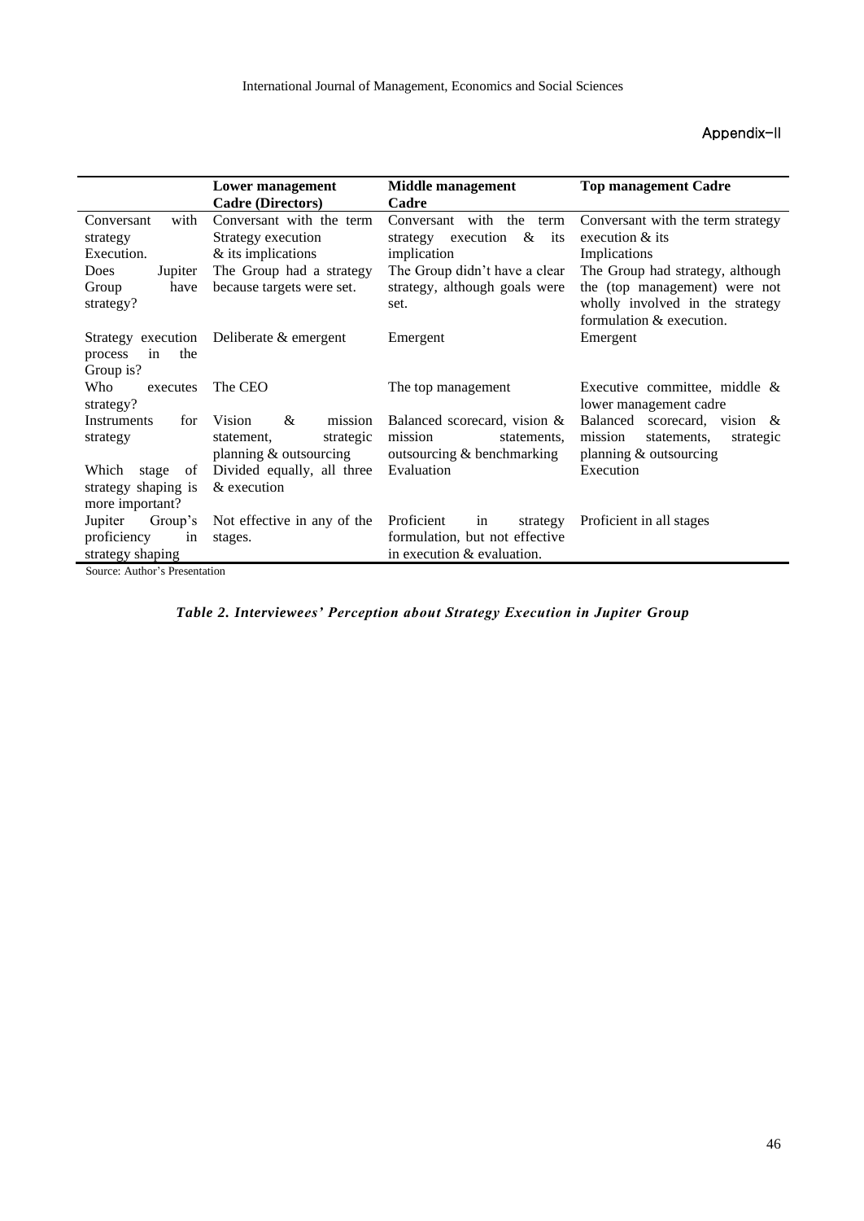Appendix-II

| | Lower management Cadre (Directors) | Middle management Cadre | Top management Cadre |
|---|---|---|---|
| Conversant with strategy Execution. | Conversant with the term Strategy execution & its implications | Conversant with the term strategy execution & its implication | Conversant with the term strategy execution & its Implications |
| Does Jupiter Group have strategy? | The Group had a strategy because targets were set. | The Group didn't have a clear strategy, although goals were set. | The Group had strategy, although the (top management) were not wholly involved in the strategy formulation & execution. |
| Strategy execution process in the Group is? | Deliberate & emergent | Emergent | Emergent |
| Who executes strategy? | The CEO | The top management | Executive committee, middle & lower management cadre |
| Instruments for strategy | Vision & mission statement, strategic planning & outsourcing | Balanced scorecard, vision & mission statements, outsourcing & benchmarking | Balanced scorecard, vision & mission statements, strategic planning & outsourcing |
| Which stage of strategy shaping is more important? | Divided equally, all three & execution | Evaluation | Execution |
| Jupiter Group's proficiency in strategy shaping | Not effective in any of the stages. | Proficient in strategy formulation, but not effective in execution & evaluation. | Proficient in all stages |

Source: Author's Presentation

***Table 2. Interviewees' Perception about Strategy Execution in Jupiter Group***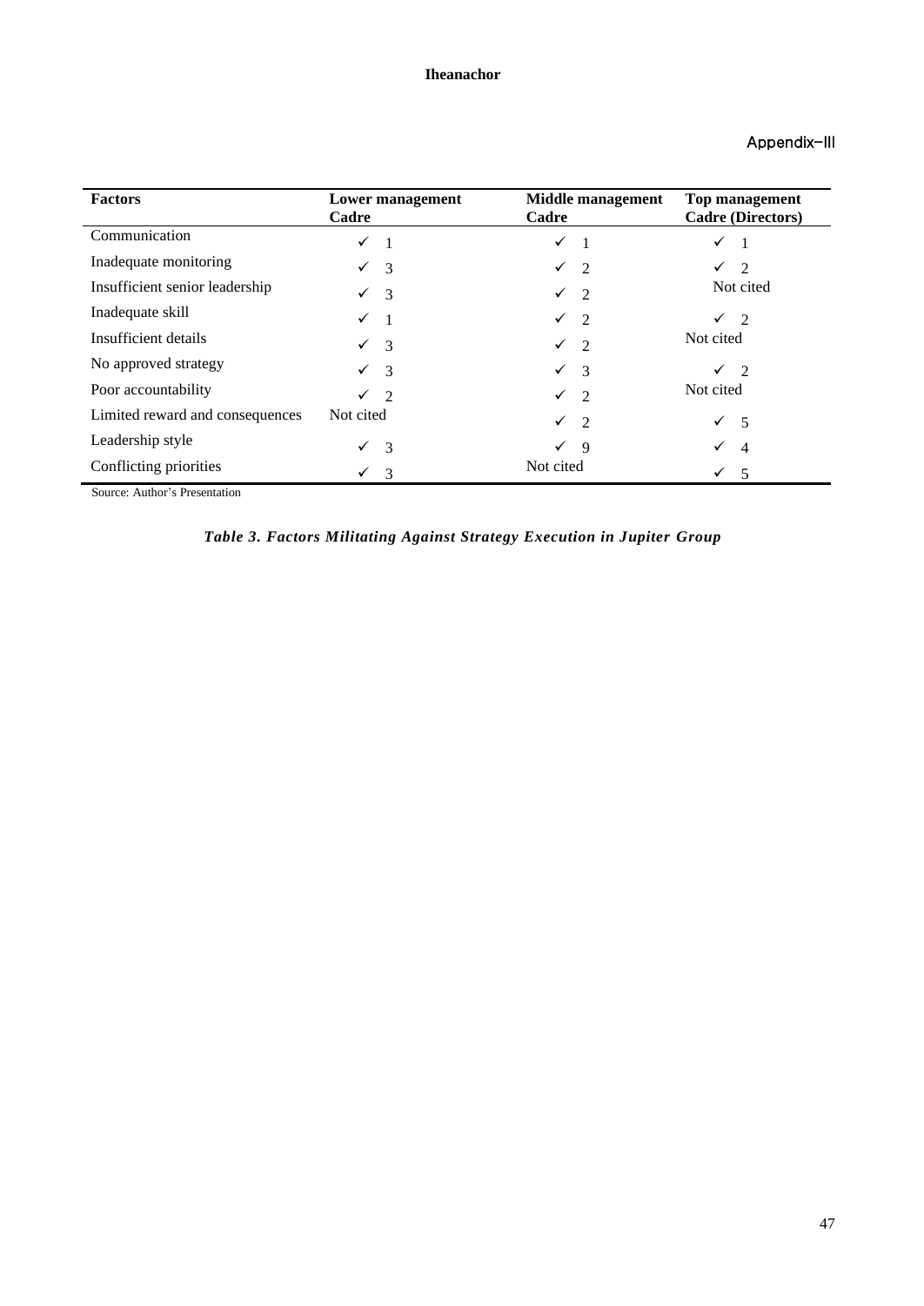Appendix-III

| Factors | Lower management Cadre | Middle management Cadre | Top management Cadre (Directors) |
|---|---|---|---|
| Communication | ✓ 1 | ✓ 1 | ✓ 1 |
| Inadequate monitoring | ✓ 3 | ✓ 2 | ✓ 2 |
| Insufficient senior leadership | ✓ 3 | ✓ 2 | Not cited |
| Inadequate skill | ✓ 1 | ✓ 2 | ✓ 2 |
| Insufficient details | ✓ 3 | ✓ 2 | Not cited |
| No approved strategy | ✓ 3 | ✓ 3 | ✓ 2 |
| Poor accountability | ✓ 2 | ✓ 2 | Not cited |
| Limited reward and consequences | Not cited | ✓ 2 | ✓ 5 |
| Leadership style | ✓ 3 | ✓ 9 | ✓ 4 |
| Conflicting priorities | ✓ 3 | Not cited | ✓ 5 |

Source: Author's Presentation

***Table 3. Factors Militating Against Strategy Execution in Jupiter Group***